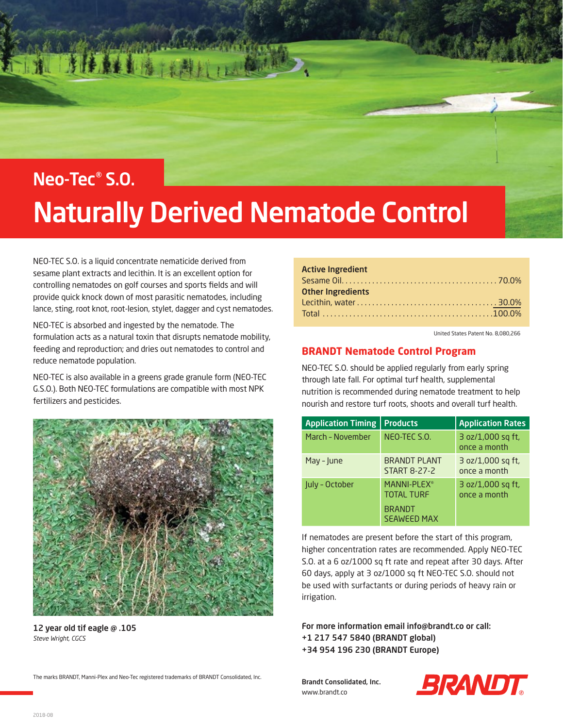# Neo-Tec® S.O.

## Naturally Derived Nematode Control

NEO-TEC S.O. is a liquid concentrate nematicide derived from sesame plant extracts and lecithin. It is an excellent option for controlling nematodes on golf courses and sports fields and will provide quick knock down of most parasitic nematodes, including lance, sting, root knot, root-lesion, stylet, dagger and cyst nematodes.

NEO-TEC is absorbed and ingested by the nematode. The formulation acts as a natural toxin that disrupts nematode mobility, feeding and reproduction; and dries out nematodes to control and reduce nematode population.

NEO-TEC is also available in a greens grade granule form (NEO-TEC G.S.O.). Both NEO-TEC formulations are compatible with most NPK fertilizers and pesticides.

**12 year old tif eagle @ .105**
*Steve Wright, CGCS*

**Active Ingredient**
Sesame Oil........................................70.0%
**Other Ingredients**
Lecithin, water....................................30.0%
Total............................................100.0%

United States Patent No. 8,080,266

### BRANDT Nematode Control Program

NEO-TEC S.O. should be applied regularly from early spring through late fall. For optimal turf health, supplemental nutrition is recommended during nematode treatment to help nourish and restore turf roots, shoots and overall turf health.

| Application Timing | Products | Application Rates |
|---|---|---|
| March - November | NEO-TEC S.O. | 3 oz/1,000 sq ft, once a month |
| May - June | BRANDT PLANT START 8-27-2 | 3 oz/1,000 sq ft, once a month |
| July - October | MANNI-PLEX® TOTAL TURF<br>BRANDT SEAWEED MAX | 3 oz/1,000 sq ft, once a month |

If nematodes are present before the start of this program, higher concentration rates are recommended. Apply NEO-TEC S.O. at a 6 oz/1000 sq ft rate and repeat after 30 days. After 60 days, apply at 3 oz/1000 sq ft NEO-TEC S.O. should not be used with surfactants or during periods of heavy rain or irrigation.

**For more information email info@brandt.co or call:**
**+1 217 547 5840 (BRANDT global)**
**+34 954 196 230 (BRANDT Europe)**

The marks BRANDT, Manni-Plex and Neo-Tec registered trademarks of BRANDT Consolidated, Inc.

**Brandt Consolidated, Inc.**
www.brandt.co

2018-08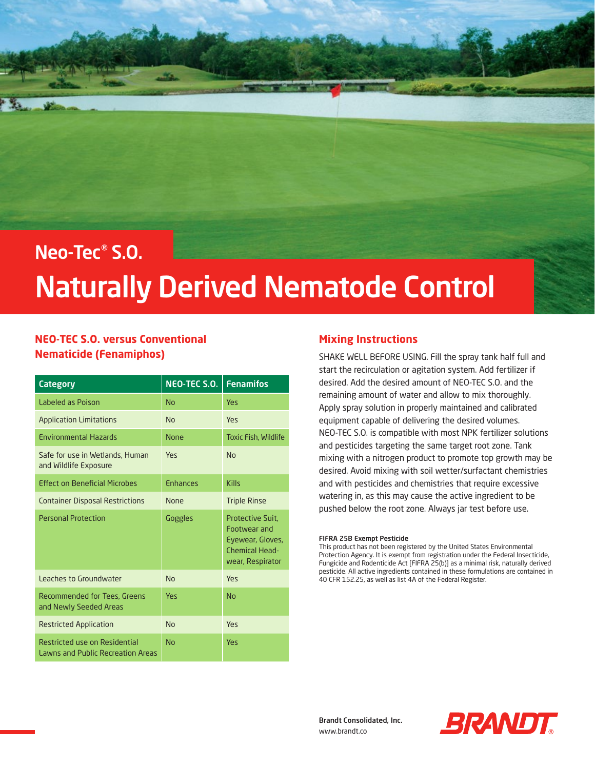# Neo-Tec® S.O.

# Naturally Derived Nematode Control

## NEO-TEC S.O. versus Conventional Nematicide (Fenamiphos)

| Category | NEO-TEC S.O. | Fenamifos |
|---|---|---|
| Labeled as Poison | No | Yes |
| Application Limitations | No | Yes |
| Environmental Hazards | None | Toxic Fish, Wildlife |
| Safe for use in Wetlands, Human and Wildlife Exposure | Yes | No |
| Effect on Beneficial Microbes | Enhances | Kills |
| Container Disposal Restrictions | None | Triple Rinse |
| Personal Protection | Goggles | Protective Suit, Footwear and Eyewear, Gloves, Chemical Head-wear, Respirator |
| Leaches to Groundwater | No | Yes |
| Recommended for Tees, Greens and Newly Seeded Areas | Yes | No |
| Restricted Application | No | Yes |
| Restricted use on Residential Lawns and Public Recreation Areas | No | Yes |

## Mixing Instructions

SHAKE WELL BEFORE USING. Fill the spray tank half full and start the recirculation or agitation system. Add fertilizer if desired. Add the desired amount of NEO-TEC S.O. and the remaining amount of water and allow to mix thoroughly. Apply spray solution in properly maintained and calibrated equipment capable of delivering the desired volumes. NEO-TEC S.O. is compatible with most NPK fertilizer solutions and pesticides targeting the same target root zone. Tank mixing with a nitrogen product to promote top growth may be desired. Avoid mixing with soil wetter/surfactant chemistries and with pesticides and chemistries that require excessive watering in, as this may cause the active ingredient to be pushed below the root zone. Always jar test before use.

**FIFRA 25B Exempt Pesticide**

This product has not been registered by the United States Environmental Protection Agency. It is exempt from registration under the Federal Insecticide, Fungicide and Rodenticide Act [FIFRA 25(b)] as a minimal risk, naturally derived pesticide. All active ingredients contained in these formulations are contained in 40 CFR 152.25, as well as list 4A of the Federal Register.

**Brandt Consolidated, Inc.**
www.brandt.co

BRANDT®